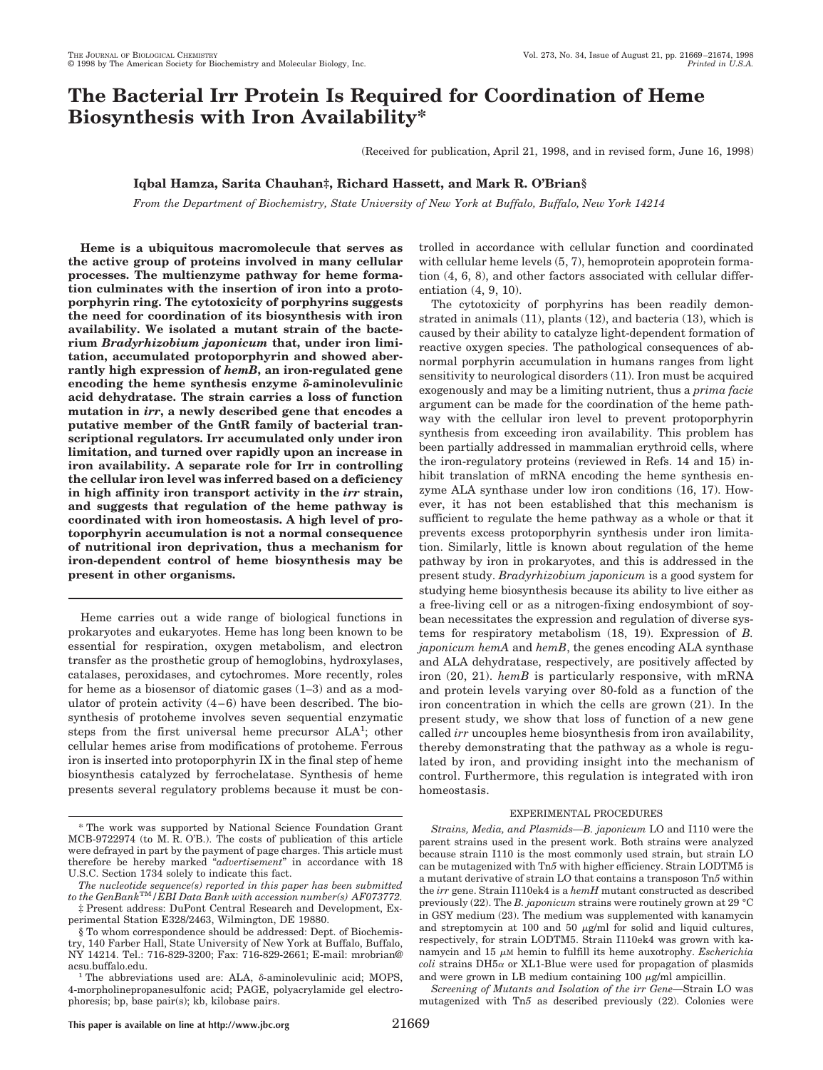# The Bacterial Irr Protein Is Required for Coordination of Heme Biosynthesis with Iron Availability*

(Received for publication, April 21, 1998, and in revised form, June 16, 1998)

**Iqbal Hamza, Sarita Chauhan‡, Richard Hassett, and Mark R. O'Brian§**

*From the Department of Biochemistry, State University of New York at Buffalo, Buffalo, New York 14214*

**Heme is a ubiquitous macromolecule that serves as the active group of proteins involved in many cellular processes. The multienzyme pathway for heme formation culminates with the insertion of iron into a protoporphyrin ring. The cytotoxicity of porphyrins suggests the need for coordination of its biosynthesis with iron availability. We isolated a mutant strain of the bacterium *Bradyrhizobium japonicum* that, under iron limitation, accumulated protoporphyrin and showed aberrantly high expression of *hemB*, an iron-regulated gene encoding the heme synthesis enzyme δ-aminolevulinic acid dehydratase. The strain carries a loss of function mutation in *irr*, a newly described gene that encodes a putative member of the GntR family of bacterial transcriptional regulators. Irr accumulated only under iron limitation, and turned over rapidly upon an increase in iron availability. A separate role for Irr in controlling the cellular iron level was inferred based on a deficiency in high affinity iron transport activity in the *irr* strain, and suggests that regulation of the heme pathway is coordinated with iron homeostasis. A high level of protoporphyrin accumulation is not a normal consequence of nutritional iron deprivation, thus a mechanism for iron-dependent control of heme biosynthesis may be present in other organisms.**

Heme carries out a wide range of biological functions in prokaryotes and eukaryotes. Heme has long been known to be essential for respiration, oxygen metabolism, and electron transfer as the prosthetic group of hemoglobins, hydroxylases, catalases, peroxidases, and cytochromes. More recently, roles for heme as a biosensor of diatomic gases (1–3) and as a modulator of protein activity (4–6) have been described. The biosynthesis of protoheme involves seven sequential enzymatic steps from the first universal heme precursor ALA[1]; other cellular hemes arise from modifications of protoheme. Ferrous iron is inserted into protoporphyrin IX in the final step of heme biosynthesis catalyzed by ferrochelatase. Synthesis of heme presents several regulatory problems because it must be controlled in accordance with cellular function and coordinated with cellular heme levels (5, 7), hemoprotein apoprotein formation (4, 6, 8), and other factors associated with cellular differentiation (4, 9, 10).

The cytotoxicity of porphyrins has been readily demonstrated in animals (11), plants (12), and bacteria (13), which is caused by their ability to catalyze light-dependent formation of reactive oxygen species. The pathological consequences of abnormal porphyrin accumulation in humans ranges from light sensitivity to neurological disorders (11). Iron must be acquired exogenously and may be a limiting nutrient, thus a *prima facie* argument can be made for the coordination of the heme pathway with the cellular iron level to prevent protoporphyrin synthesis from exceeding iron availability. This problem has been partially addressed in mammalian erythroid cells, where the iron-regulatory proteins (reviewed in Refs. 14 and 15) inhibit translation of mRNA encoding the heme synthesis enzyme ALA synthase under low iron conditions (16, 17). However, it has not been established that this mechanism is sufficient to regulate the heme pathway as a whole or that it prevents excess protoporphyrin synthesis under iron limitation. Similarly, little is known about regulation of the heme pathway by iron in prokaryotes, and this is addressed in the present study. *Bradyrhizobium japonicum* is a good system for studying heme biosynthesis because its ability to live either as a free-living cell or as a nitrogen-fixing endosymbiont of soybean necessitates the expression and regulation of diverse systems for respiratory metabolism (18, 19). Expression of *B. japonicum hemA* and *hemB*, the genes encoding ALA synthase and ALA dehydratase, respectively, are positively affected by iron (20, 21). *hemB* is particularly responsive, with mRNA and protein levels varying over 80-fold as a function of the iron concentration in which the cells are grown (21). In the present study, we show that loss of function of a new gene called *irr* uncouples heme biosynthesis from iron availability, thereby demonstrating that the pathway as a whole is regulated by iron, and providing insight into the mechanism of control. Furthermore, this regulation is integrated with iron homeostasis.

## EXPERIMENTAL PROCEDURES

*Strains, Media, and Plasmids*—*B. japonicum* LO and I110 were the parent strains used in the present work. Both strains were analyzed because strain I110 is the most commonly used strain, but strain LO can be mutagenized with Tn*5* with higher efficiency. Strain LODTM5 is a mutant derivative of strain LO that contains a transposon Tn*5* within the *irr* gene. Strain I110ek4 is a *hemH* mutant constructed as described previously (22). The *B. japonicum* strains were routinely grown at 29 °C in GSY medium (23). The medium was supplemented with kanamycin and streptomycin at 100 and 50 μg/ml for solid and liquid cultures, respectively, for strain LODTM5. Strain I110ek4 was grown with kanamycin and 15 μM hemin to fulfill its heme auxotrophy. *Escherichia coli* strains DH5α or XL1-Blue were used for propagation of plasmids and were grown in LB medium containing 100 μg/ml ampicillin.

*Screening of Mutants and Isolation of the irr Gene*—Strain LO was mutagenized with Tn*5* as described previously (22). Colonies were

---

* The work was supported by National Science Foundation Grant MCB-9722974 (to M. R. O'B.). The costs of publication of this article were defrayed in part by the payment of page charges. This article must therefore be hereby marked "*advertisement*" in accordance with 18 U.S.C. Section 1734 solely to indicate this fact.

*The nucleotide sequence(s) reported in this paper has been submitted to the GenBank™/EBI Data Bank with accession number(s) AF073772.*

‡ Present address: DuPont Central Research and Development, Experimental Station E328/2463, Wilmington, DE 19880.

§ To whom correspondence should be addressed: Dept. of Biochemistry, 140 Farber Hall, State University of New York at Buffalo, Buffalo, NY 14214. Tel.: 716-829-3200; Fax: 716-829-2661; E-mail: mrobrian@acsu.buffalo.edu.

[1] The abbreviations used are: ALA, δ-aminolevulinic acid; MOPS, 4-morpholinepropanesulfonic acid; PAGE, polyacrylamide gel electrophoresis; bp, base pair(s); kb, kilobase pairs.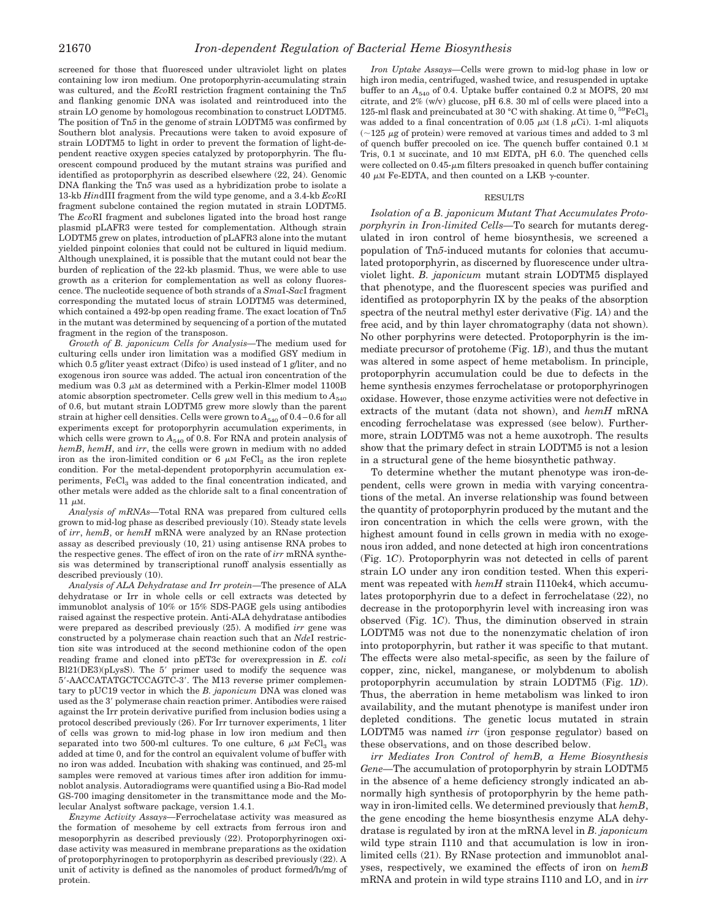screened for those that fluoresced under ultraviolet light on plates containing low iron medium. One protoporphyrin-accumulating strain was cultured, and the *Eco*RI restriction fragment containing the Tn*5* and flanking genomic DNA was isolated and reintroduced into the strain LO genome by homologous recombination to construct LODTM5. The position of Tn*5* in the genome of strain LODTM5 was confirmed by Southern blot analysis. Precautions were taken to avoid exposure of strain LODTM5 to light in order to prevent the formation of light-dependent reactive oxygen species catalyzed by protoporphyrin. The fluorescent compound produced by the mutant strains was purified and identified as protoporphyrin as described elsewhere (22, 24). Genomic DNA flanking the Tn*5* was used as a hybridization probe to isolate a 13-kb *Hin*dIII fragment from the wild type genome, and a 3.4-kb *Eco*RI fragment subclone contained the region mutated in strain LODTM5. The *Eco*RI fragment and subclones ligated into the broad host range plasmid pLAFR3 were tested for complementation. Although strain LODTM5 grew on plates, introduction of pLAFR3 alone into the mutant yielded pinpoint colonies that could not be cultured in liquid medium. Although unexplained, it is possible that the mutant could not bear the burden of replication of the 22-kb plasmid. Thus, we were able to use growth as a criterion for complementation as well as colony fluorescence. The nucleotide sequence of both strands of a *Sma*I-*Sac*I fragment corresponding the mutated locus of strain LODTM5 was determined, which contained a 492-bp open reading frame. The exact location of Tn*5* in the mutant was determined by sequencing of a portion of the mutated fragment in the region of the transposon.

*Growth of B. japonicum Cells for Analysis*—The medium used for culturing cells under iron limitation was a modified GSY medium in which 0.5 g/liter yeast extract (Difco) is used instead of 1 g/liter, and no exogenous iron source was added. The actual iron concentration of the medium was 0.3 μM as determined with a Perkin-Elmer model 1100B atomic absorption spectrometer. Cells grew well in this medium to $A_{540}$ of 0.6, but mutant strain LODTM5 grew more slowly than the parent strain at higher cell densities. Cells were grown to $A_{540}$ of 0.4–0.6 for all experiments except for protoporphyrin accumulation experiments, in which cells were grown to $A_{540}$ of 0.8. For RNA and protein analysis of *hemB*, *hemH*, and *irr*, the cells were grown in medium with no added iron as the iron-limited condition or 6 μM $FeCl_3$ as the iron replete condition. For the metal-dependent protoporphyrin accumulation experiments, $FeCl_3$ was added to the final concentration indicated, and other metals were added as the chloride salt to a final concentration of 11 μM.

*Analysis of mRNAs*—Total RNA was prepared from cultured cells grown to mid-log phase as described previously (10). Steady state levels of *irr*, *hemB*, or *hemH* mRNA were analyzed by an RNase protection assay as described previously (10, 21) using antisense RNA probes to the respective genes. The effect of iron on the rate of *irr* mRNA synthesis was determined by transcriptional runoff analysis essentially as described previously (10).

*Analysis of ALA Dehydratase and Irr protein*—The presence of ALA dehydratase or Irr in whole cells or cell extracts was detected by immunoblot analysis of 10% or 15% SDS-PAGE gels using antibodies raised against the respective protein. Anti-ALA dehydratase antibodies were prepared as described previously (25). A modified *irr* gene was constructed by a polymerase chain reaction such that an *Nde*I restriction site was introduced at the second methionine codon of the open reading frame and cloned into pET3c for overexpression in *E. coli* Bl21(DE3)(pLysS). The 5′ primer used to modify the sequence was 5′-AACCATATGCTCCAGTC-3′. The M13 reverse primer complementary to pUC19 vector in which the *B. japonicum* DNA was cloned was used as the 3′ polymerase chain reaction primer. Antibodies were raised against the Irr protein derivative purified from inclusion bodies using a protocol described previously (26). For Irr turnover experiments, 1 liter of cells was grown to mid-log phase in low iron medium and then separated into two 500-ml cultures. To one culture, 6 μM $FeCl_3$ was added at time 0, and for the control an equivalent volume of buffer with no iron was added. Incubation with shaking was continued, and 25-ml samples were removed at various times after iron addition for immunoblot analysis. Autoradiograms were quantified using a Bio-Rad model GS-700 imaging densitometer in the transmittance mode and the Molecular Analyst software package, version 1.4.1.

*Enzyme Activity Assays*—Ferrochelatase activity was measured as the formation of mesoheme by cell extracts from ferrous iron and mesoporphyrin as described previously (22). Protoporphyrinogen oxidase activity was measured in membrane preparations as the oxidation of protoporphyrinogen to protoporphyrin as described previously (22). A unit of activity is defined as the nanomoles of product formed/h/mg of protein.

*Iron Uptake Assays*—Cells were grown to mid-log phase in low or high iron media, centrifuged, washed twice, and resuspended in uptake buffer to an $A_{540}$ of 0.4. Uptake buffer contained 0.2 M MOPS, 20 mM citrate, and 2% (w/v) glucose, pH 6.8. 30 ml of cells were placed into a 125-ml flask and preincubated at 30 °C with shaking. At time 0, $^{59}FeCl_3$ was added to a final concentration of 0.05 μM (1.8 μCi). 1-ml aliquots (~125 μg of protein) were removed at various times and added to 3 ml of quench buffer precooled on ice. The quench buffer contained 0.1 M Tris, 0.1 M succinate, and 10 mM EDTA, pH 6.0. The quenched cells were collected on 0.45-μm filters presoaked in quench buffer containing 40 μM Fe-EDTA, and then counted on a LKB γ-counter.

## RESULTS

*Isolation of a B. japonicum Mutant That Accumulates Protoporphyrin in Iron-limited Cells*—To search for mutants deregulated in iron control of heme biosynthesis, we screened a population of Tn*5*-induced mutants for colonies that accumulated protoporphyrin, as discerned by fluorescence under ultraviolet light. *B. japonicum* mutant strain LODTM5 displayed that phenotype, and the fluorescent species was purified and identified as protoporphyrin IX by the peaks of the absorption spectra of the neutral methyl ester derivative (Fig. 1*A*) and the free acid, and by thin layer chromatography (data not shown). No other porphyrins were detected. Protoporphyrin is the immediate precursor of protoheme (Fig. 1*B*), and thus the mutant was altered in some aspect of heme metabolism. In principle, protoporphyrin accumulation could be due to defects in the heme synthesis enzymes ferrochelatase or protoporphyrinogen oxidase. However, those enzyme activities were not defective in extracts of the mutant (data not shown), and *hemH* mRNA encoding ferrochelatase was expressed (see below). Furthermore, strain LODTM5 was not a heme auxotroph. The results show that the primary defect in strain LODTM5 is not a lesion in a structural gene of the heme biosynthetic pathway.

To determine whether the mutant phenotype was iron-dependent, cells were grown in media with varying concentrations of the metal. An inverse relationship was found between the quantity of protoporphyrin produced by the mutant and the iron concentration in which the cells were grown, with the highest amount found in cells grown in media with no exogenous iron added, and none detected at high iron concentrations (Fig. 1*C*). Protoporphyrin was not detected in cells of parent strain LO under any iron condition tested. When this experiment was repeated with *hemH* strain I110ek4, which accumulates protoporphyrin due to a defect in ferrochelatase (22), no decrease in the protoporphyrin level with increasing iron was observed (Fig. 1*C*). Thus, the diminution observed in strain LODTM5 was not due to the nonenzymatic chelation of iron into protoporphyrin, but rather it was specific to that mutant. The effects were also metal-specific, as seen by the failure of copper, zinc, nickel, manganese, or molybdenum to abolish protoporphyrin accumulation by strain LODTM5 (Fig. 1*D*). Thus, the aberration in heme metabolism was linked to iron availability, and the mutant phenotype is manifest under iron depleted conditions. The genetic locus mutated in strain LODTM5 was named *irr* (iron response regulator) based on these observations, and on those described below.

*irr Mediates Iron Control of hemB, a Heme Biosynthesis Gene*—The accumulation of protoporphyrin by strain LODTM5 in the absence of a heme deficiency strongly indicated an abnormally high synthesis of protoporphyrin by the heme pathway in iron-limited cells. We determined previously that *hemB*, the gene encoding the heme biosynthesis enzyme ALA dehydratase is regulated by iron at the mRNA level in *B. japonicum* wild type strain I110 and that accumulation is low in iron-limited cells (21). By RNase protection and immunoblot analyses, respectively, we examined the effects of iron on *hemB* mRNA and protein in wild type strains I110 and LO, and in *irr*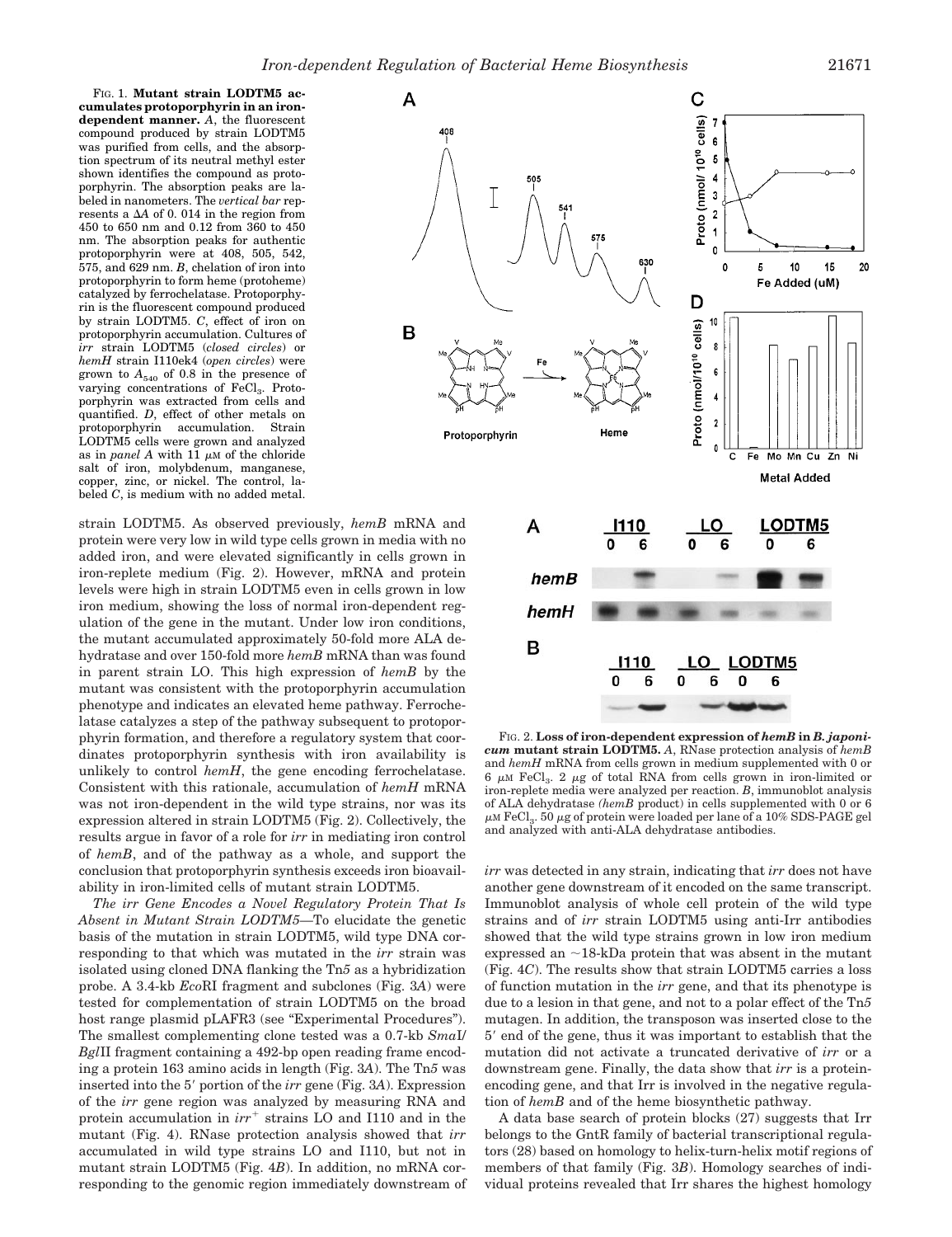FIG. 1. **Mutant strain LODTM5 accumulates protoporphyrin in an iron-dependent manner.** *A*, the fluorescent compound produced by strain LODTM5 was purified from cells, and the absorption spectrum of its neutral methyl ester shown identifies the compound as protoporphyrin. The absorption peaks are labeled in nanometers. The *vertical bar* represents a $\Delta A$ of 0. 014 in the region from 450 to 650 nm and 0.12 from 360 to 450 nm. The absorption peaks for authentic protoporphyrin were at 408, 505, 542, 575, and 629 nm. *B*, chelation of iron into protoporphyrin to form heme (protoheme) catalyzed by ferrochelatase. Protoporphyrin is the fluorescent compound produced by strain LODTM5. *C*, effect of iron on protoporphyrin accumulation. Cultures of *irr* strain LODTM5 (*closed circles*) or *hemH* strain I110ek4 (*open circles*) were grown to $A_{540}$ of 0.8 in the presence of varying concentrations of $FeCl_3$. Protoporphyrin was extracted from cells and quantified. *D*, effect of other metals on protoporphyrin accumulation. Strain LODTM5 cells were grown and analyzed as in *panel A* with 11 $\mu$M of the chloride salt of iron, molybdenum, manganese, copper, zinc, or nickel. The control, labeled *C*, is medium with no added metal.

strain LODTM5. As observed previously, *hemB* mRNA and protein were very low in wild type cells grown in media with no added iron, and were elevated significantly in cells grown in iron-replete medium (Fig. 2). However, mRNA and protein levels were high in strain LODTM5 even in cells grown in low iron medium, showing the loss of normal iron-dependent regulation of the gene in the mutant. Under low iron conditions, the mutant accumulated approximately 50-fold more ALA dehydratase and over 150-fold more *hemB* mRNA than was found in parent strain LO. This high expression of *hemB* by the mutant was consistent with the protoporphyrin accumulation phenotype and indicates an elevated heme pathway. Ferrochelatase catalyzes a step of the pathway subsequent to protoporphyrin formation, and therefore a regulatory system that coordinates protoporphyrin synthesis with iron availability is unlikely to control *hemH*, the gene encoding ferrochelatase. Consistent with this rationale, accumulation of *hemH* mRNA was not iron-dependent in the wild type strains, nor was its expression altered in strain LODTM5 (Fig. 2). Collectively, the results argue in favor of a role for *irr* in mediating iron control of *hemB*, and of the pathway as a whole, and support the conclusion that protoporphyrin synthesis exceeds iron bioavailability in iron-limited cells of mutant strain LODTM5.

*The irr Gene Encodes a Novel Regulatory Protein That Is Absent in Mutant Strain LODTM5*—To elucidate the genetic basis of the mutation in strain LODTM5, wild type DNA corresponding to that which was mutated in the *irr* strain was isolated using cloned DNA flanking the Tn*5* as a hybridization probe. A 3.4-kb *Eco*RI fragment and subclones (Fig. 3*A*) were tested for complementation of strain LODTM5 on the broad host range plasmid pLAFR3 (see "Experimental Procedures"). The smallest complementing clone tested was a 0.7-kb *Sma*I/*Bgl*II fragment containing a 492-bp open reading frame encoding a protein 163 amino acids in length (Fig. 3*A*). The Tn*5* was inserted into the 5′ portion of the *irr* gene (Fig. 3*A*). Expression of the *irr* gene region was analyzed by measuring RNA and protein accumulation in $irr^+$ strains LO and I110 and in the mutant (Fig. 4). RNase protection analysis showed that *irr* accumulated in wild type strains LO and I110, but not in mutant strain LODTM5 (Fig. 4*B*). In addition, no mRNA corresponding to the genomic region immediately downstream of *irr* was detected in any strain, indicating that *irr* does not have another gene downstream of it encoded on the same transcript. Immunoblot analysis of whole cell protein of the wild type strains and of *irr* strain LODTM5 using anti-Irr antibodies showed that the wild type strains grown in low iron medium expressed an ~18-kDa protein that was absent in the mutant (Fig. 4*C*). The results show that strain LODTM5 carries a loss of function mutation in the *irr* gene, and that its phenotype is due to a lesion in that gene, and not to a polar effect of the Tn*5* mutagen. In addition, the transposon was inserted close to the 5′ end of the gene, thus it was important to establish that the mutation did not activate a truncated derivative of *irr* or a downstream gene. Finally, the data show that *irr* is a protein-encoding gene, and that Irr is involved in the negative regulation of *hemB* and of the heme biosynthetic pathway.

FIG. 2. **Loss of iron-dependent expression of *hemB* in *B. japonicum* mutant strain LODTM5.** *A*, RNase protection analysis of *hemB* and *hemH* mRNA from cells grown in medium supplemented with 0 or 6 $\mu$M $FeCl_3$. 2 $\mu$g of total RNA from cells grown in iron-limited or iron-replete media were analyzed per reaction. *B*, immunoblot analysis of ALA dehydratase (*hemB* product) in cells supplemented with 0 or 6 $\mu$M $FeCl_3$. 50 $\mu$g of protein were loaded per lane of a 10% SDS-PAGE gel and analyzed with anti-ALA dehydratase antibodies.

A data base search of protein blocks (27) suggests that Irr belongs to the GntR family of bacterial transcriptional regulators (28) based on homology to helix-turn-helix motif regions of members of that family (Fig. 3*B*). Homology searches of individual proteins revealed that Irr shares the highest homology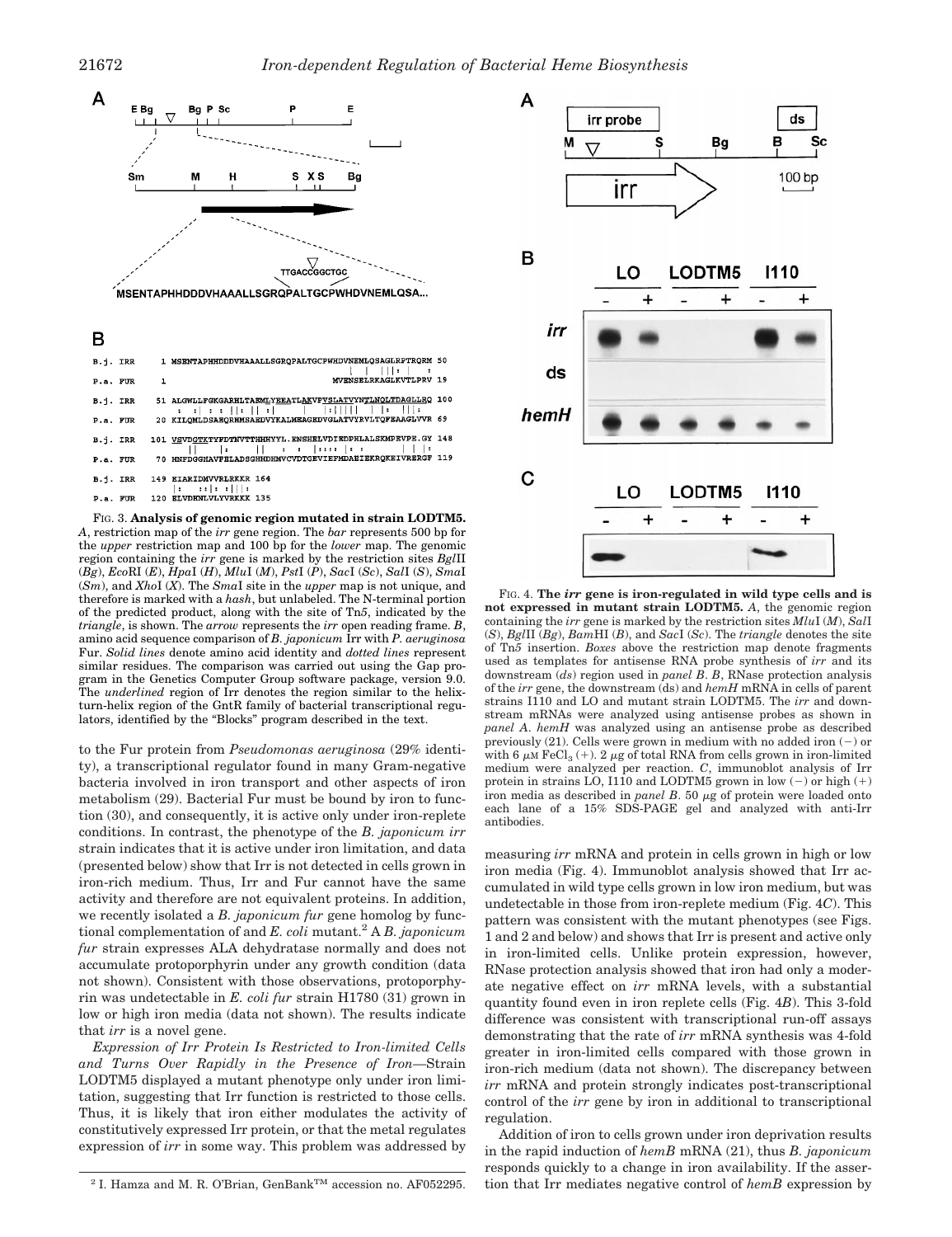FIG. 3. **Analysis of genomic region mutated in strain LODTM5.** *A*, restriction map of the *irr* gene region. The *bar* represents 500 bp for the *upper* restriction map and 100 bp for the *lower* map. The genomic region containing the *irr* gene is marked by the restriction sites *Bgl*II (*Bg*), *Eco*RI (*E*), *Hpa*I (*H*), *Mlu*I (*M*), *Pst*I (*P*), *Sac*I (*Sc*), *Sal*I (*S*), *Sma*I (*Sm*), and *Xho*I (*X*). The *Sma*I site in the *upper* map is not unique, and therefore is marked with a *hash*, but unlabeled. The N-terminal portion of the predicted product, along with the site of Tn*5*, indicated by the *triangle*, is shown. The *arrow* represents the *irr* open reading frame. *B*, amino acid sequence comparison of *B. japonicum* Irr with *P. aeruginosa* Fur. *Solid lines* denote amino acid identity and *dotted lines* represent similar residues. The comparison was carried out using the Gap program in the Genetics Computer Group software package, version 9.0. The *underlined* region of Irr denotes the region similar to the helix-turn-helix region of the GntR family of bacterial transcriptional regulators, identified by the "Blocks" program described in the text.

FIG. 4. **The *irr* gene is iron-regulated in wild type cells and is not expressed in mutant strain LODTM5.** *A*, the genomic region containing the *irr* gene is marked by the restriction sites *Mlu*I (*M*), *Sal*I (*S*), *Bgl*II (*Bg*), *Bam*HI (*B*), and *Sac*I (*Sc*). The *triangle* denotes the site of Tn*5* insertion. *Boxes* above the restriction map denote fragments used as templates for antisense RNA probe synthesis of *irr* and its downstream (*ds*) region used in *panel B*. *B*, RNase protection analysis of the *irr* gene, the downstream (ds) and *hemH* mRNA in cells of parent strains I110 and LO and mutant strain LODTM5. The *irr* and downstream mRNAs were analyzed using antisense probes as shown in *panel A*. *hemH* was analyzed using an antisense probe as described previously (21). Cells were grown in medium with no added iron (−) or with 6 μM $FeCl_3$ (+). 2 μg of total RNA from cells grown in iron-limited medium were analyzed per reaction. *C*, immunoblot analysis of Irr protein in strains LO, I110 and LODTM5 grown in low (−) or high (+) iron media as described in *panel B*. 50 μg of protein were loaded onto each lane of a 15% SDS-PAGE gel and analyzed with anti-Irr antibodies.

to the Fur protein from *Pseudomonas aeruginosa* (29% identity), a transcriptional regulator found in many Gram-negative bacteria involved in iron transport and other aspects of iron metabolism (29). Bacterial Fur must be bound by iron to function (30), and consequently, it is active only under iron-replete conditions. In contrast, the phenotype of the *B. japonicum irr* strain indicates that it is active under iron limitation, and data (presented below) show that Irr is not detected in cells grown in iron-rich medium. Thus, Irr and Fur cannot have the same activity and therefore are not equivalent proteins. In addition, we recently isolated a *B. japonicum fur* gene homolog by functional complementation of and *E. coli* mutant.[2] A *B. japonicum fur* strain expresses ALA dehydratase normally and does not accumulate protoporphyrin under any growth condition (data not shown). Consistent with those observations, protoporphyrin was undetectable in *E. coli fur* strain H1780 (31) grown in low or high iron media (data not shown). The results indicate that *irr* is a novel gene.

*Expression of Irr Protein Is Restricted to Iron-limited Cells and Turns Over Rapidly in the Presence of Iron*—Strain LODTM5 displayed a mutant phenotype only under iron limitation, suggesting that Irr function is restricted to those cells. Thus, it is likely that iron either modulates the activity of constitutively expressed Irr protein, or that the metal regulates expression of *irr* in some way. This problem was addressed by measuring *irr* mRNA and protein in cells grown in high or low iron media (Fig. 4). Immunoblot analysis showed that Irr accumulated in wild type cells grown in low iron medium, but was undetectable in those from iron-replete medium (Fig. 4*C*). This pattern was consistent with the mutant phenotypes (see Figs. 1 and 2 and below) and shows that Irr is present and active only in iron-limited cells. Unlike protein expression, however, RNase protection analysis showed that iron had only a moderate negative effect on *irr* mRNA levels, with a substantial quantity found even in iron replete cells (Fig. 4*B*). This 3-fold difference was consistent with transcriptional run-off assays demonstrating that the rate of *irr* mRNA synthesis was 4-fold greater in iron-limited cells compared with those grown in iron-rich medium (data not shown). The discrepancy between *irr* mRNA and protein strongly indicates post-transcriptional control of the *irr* gene by iron in additional to transcriptional regulation.

Addition of iron to cells grown under iron deprivation results in the rapid induction of *hemB* mRNA (21), thus *B. japonicum* responds quickly to a change in iron availability. If the assertion that Irr mediates negative control of *hemB* expression by

[2] I. Hamza and M. R. O'Brian, GenBank™ accession no. AF052295.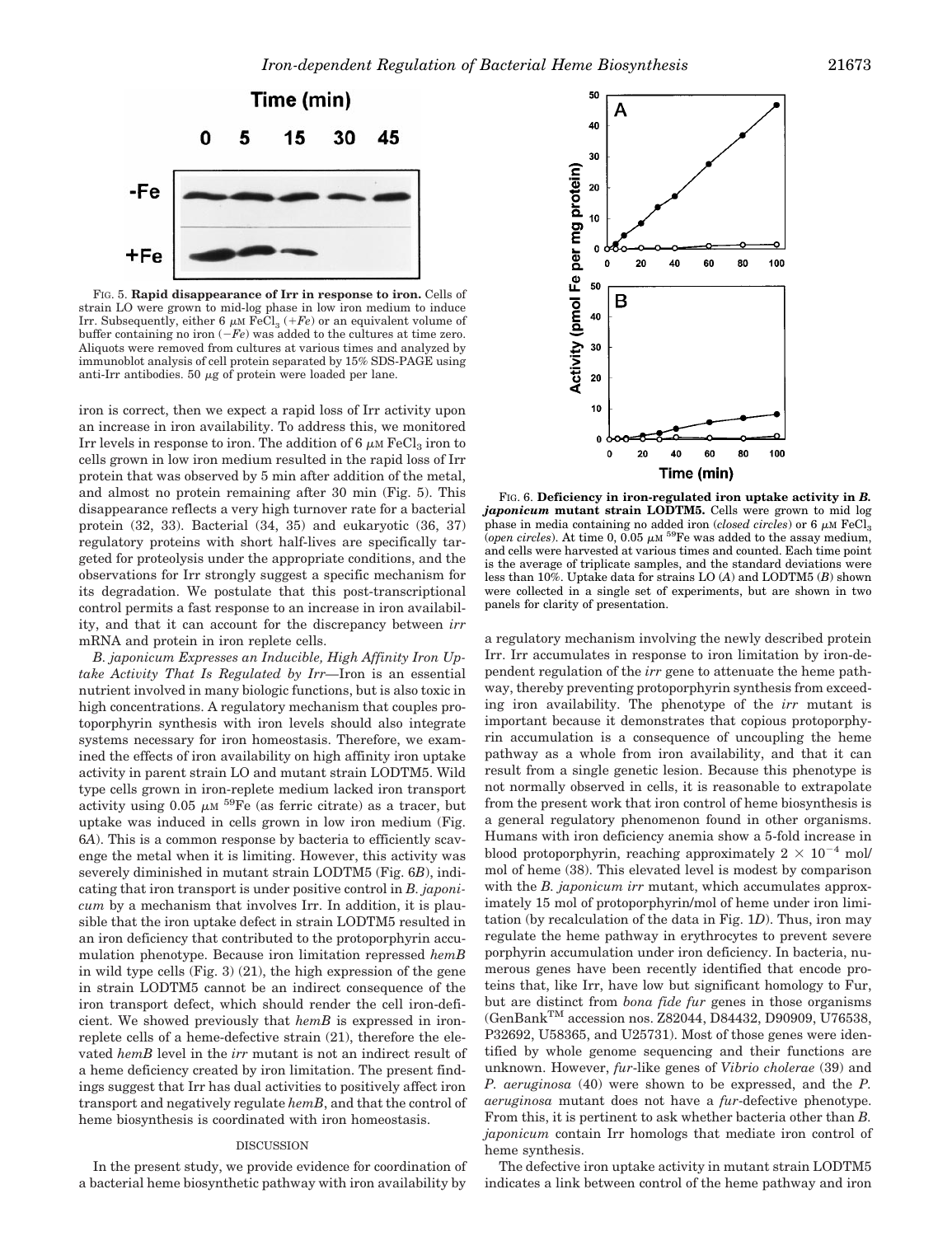FIG. 5. **Rapid disappearance of Irr in response to iron.** Cells of strain LO were grown to mid-log phase in low iron medium to induce Irr. Subsequently, either 6 $\mu$M $FeCl_3$ (*+Fe*) or an equivalent volume of buffer containing no iron (*−Fe*) was added to the cultures at time zero. Aliquots were removed from cultures at various times and analyzed by immunoblot analysis of cell protein separated by 15% SDS-PAGE using anti-Irr antibodies. 50 $\mu$g of protein were loaded per lane.

iron is correct, then we expect a rapid loss of Irr activity upon an increase in iron availability. To address this, we monitored Irr levels in response to iron. The addition of 6 $\mu$M $FeCl_3$ iron to cells grown in low iron medium resulted in the rapid loss of Irr protein that was observed by 5 min after addition of the metal, and almost no protein remaining after 30 min (Fig. 5). This disappearance reflects a very high turnover rate for a bacterial protein (32, 33). Bacterial (34, 35) and eukaryotic (36, 37) regulatory proteins with short half-lives are specifically targeted for proteolysis under the appropriate conditions, and the observations for Irr strongly suggest a specific mechanism for its degradation. We postulate that this post-transcriptional control permits a fast response to an increase in iron availability, and that it can account for the discrepancy between *irr* mRNA and protein in iron replete cells.

*B. japonicum Expresses an Inducible, High Affinity Iron Uptake Activity That Is Regulated by Irr*—Iron is an essential nutrient involved in many biologic functions, but is also toxic in high concentrations. A regulatory mechanism that couples protoporphyrin synthesis with iron levels should also integrate systems necessary for iron homeostasis. Therefore, we examined the effects of iron availability on high affinity iron uptake activity in parent strain LO and mutant strain LODTM5. Wild type cells grown in iron-replete medium lacked iron transport activity using 0.05 $\mu$M $^{59}Fe$ (as ferric citrate) as a tracer, but uptake was induced in cells grown in low iron medium (Fig. 6*A*). This is a common response by bacteria to efficiently scavenge the metal when it is limiting. However, this activity was severely diminished in mutant strain LODTM5 (Fig. 6*B*), indicating that iron transport is under positive control in *B. japonicum* by a mechanism that involves Irr. In addition, it is plausible that the iron uptake defect in strain LODTM5 resulted in an iron deficiency that contributed to the protoporphyrin accumulation phenotype. Because iron limitation repressed *hemB* in wild type cells (Fig. 3) (21), the high expression of the gene in strain LODTM5 cannot be an indirect consequence of the iron transport defect, which should render the cell iron-deficient. We showed previously that *hemB* is expressed in iron-replete cells of a heme-defective strain (21), therefore the elevated *hemB* level in the *irr* mutant is not an indirect result of a heme deficiency created by iron limitation. The present findings suggest that Irr has dual activities to positively affect iron transport and negatively regulate *hemB*, and that the control of heme biosynthesis is coordinated with iron homeostasis.

## DISCUSSION

In the present study, we provide evidence for coordination of a bacterial heme biosynthetic pathway with iron availability by a regulatory mechanism involving the newly described protein Irr. Irr accumulates in response to iron limitation by iron-dependent regulation of the *irr* gene to attenuate the heme pathway, thereby preventing protoporphyrin synthesis from exceeding iron availability. The phenotype of the *irr* mutant is important because it demonstrates that copious protoporphyrin accumulation is a consequence of uncoupling the heme pathway as a whole from iron availability, and that it can result from a single genetic lesion. Because this phenotype is not normally observed in cells, it is reasonable to extrapolate from the present work that iron control of heme biosynthesis is a general regulatory phenomenon found in other organisms. Humans with iron deficiency anemia show a 5-fold increase in blood protoporphyrin, reaching approximately $2 \times 10^{-4}$ mol/mol of heme (38). This elevated level is modest by comparison with the *B. japonicum irr* mutant, which accumulates approximately 15 mol of protoporphyrin/mol of heme under iron limitation (by recalculation of the data in Fig. 1*D*). Thus, iron may regulate the heme pathway in erythrocytes to prevent severe porphyrin accumulation under iron deficiency. In bacteria, numerous genes have been recently identified that encode proteins that, like Irr, have low but significant homology to Fur, but are distinct from *bona fide fur* genes in those organisms (GenBank™ accession nos. Z82044, D84432, D90909, U76538, P32692, U58365, and U25731). Most of those genes were identified by whole genome sequencing and their functions are unknown. However, *fur*-like genes of *Vibrio cholerae* (39) and *P. aeruginosa* (40) were shown to be expressed, and the *P. aeruginosa* mutant does not have a *fur*-defective phenotype. From this, it is pertinent to ask whether bacteria other than *B. japonicum* contain Irr homologs that mediate iron control of heme synthesis.

The defective iron uptake activity in mutant strain LODTM5 indicates a link between control of the heme pathway and iron

FIG. 6. **Deficiency in iron-regulated iron uptake activity in *B. japonicum* mutant strain LODTM5.** Cells were grown to mid log phase in media containing no added iron (*closed circles*) or 6 $\mu$M $FeCl_3$ (*open circles*). At time 0, 0.05 $\mu$M $^{59}Fe$ was added to the assay medium, and cells were harvested at various times and counted. Each time point is the average of triplicate samples, and the standard deviations were less than 10%. Uptake data for strains LO (*A*) and LODTM5 (*B*) shown were collected in a single set of experiments, but are shown in two panels for clarity of presentation.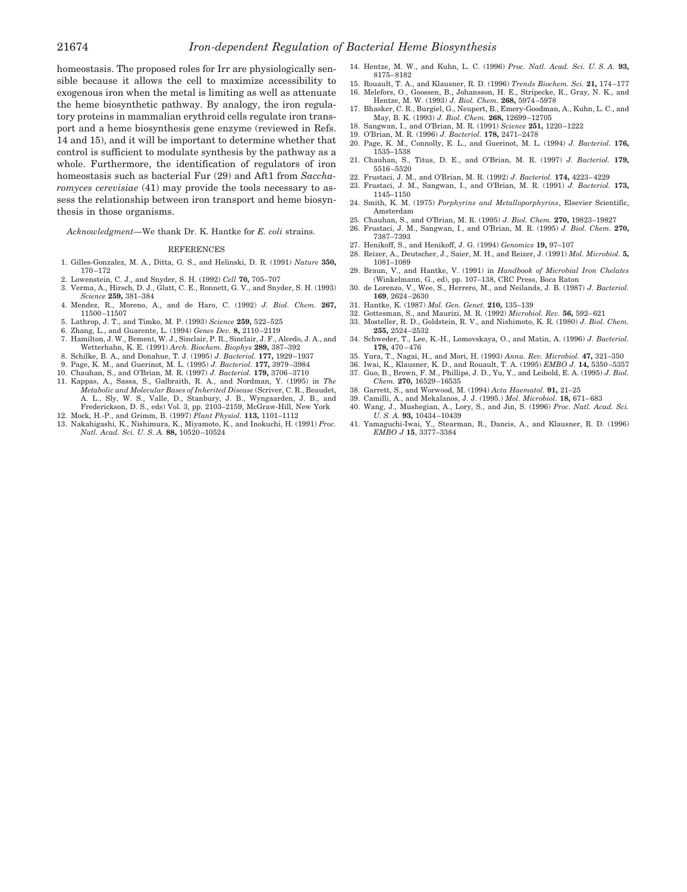homeostasis. The proposed roles for Irr are physiologically sensible because it allows the cell to maximize accessibility to exogenous iron when the metal is limiting as well as attenuate the heme biosynthetic pathway. By analogy, the iron regulatory proteins in mammalian erythroid cells regulate iron transport and a heme biosynthesis gene enzyme (reviewed in Refs. 14 and 15), and it will be important to determine whether that control is sufficient to modulate synthesis by the pathway as a whole. Furthermore, the identification of regulators of iron homeostasis such as bacterial Fur (29) and Aft1 from *Saccharomyces cerevisiae* (41) may provide the tools necessary to assess the relationship between iron transport and heme biosynthesis in those organisms.

*Acknowledgment*—We thank Dr. K. Hantke for *E. coli* strains.

## REFERENCES

1. Gilles-Gonzalez, M. A., Ditta, G. S., and Helinski, D. R. (1991) *Nature* **350,** 170–172
2. Lowenstein, C. J., and Snyder, S. H. (1992) *Cell* **70,** 705–707
3. Verma, A., Hirsch, D. J., Glatt, C. E., Ronnett, G. V., and Snyder, S. H. (1993) *Science* **259,** 381–384
4. Mendez, R., Moreno, A., and de Haro, C. (1992) *J. Biol. Chem.* **267,** 11500–11507
5. Lathrop, J. T., and Timko, M. P. (1993) *Science* **259,** 522–525
6. Zhang, L., and Guarente, L. (1994) *Genes Dev.* **8,** 2110–2119
7. Hamilton, J. W., Bement, W. J., Sinclair, P. R., Sinclair, J. F., Alcedo, J. A., and Wetterhahn, K. E. (1991) *Arch. Biochem. Biophys* **289,** 387–392
8. Schilke, B. A., and Donahue, T. J. (1995) *J. Bacteriol.* **177,** 1929–1937
9. Page, K. M., and Guerinot, M. L. (1995) *J. Bacteriol.* **177,** 3979–3984
10. Chauhan, S., and O'Brian, M. R. (1997) *J. Bacteriol.* **179,** 3706–3710
11. Kappas, A., Sassa, S., Galbraith, R. A., and Nordman, Y. (1995) in *The Metabolic and Molecular Bases of Inherited Disease* (Scriver, C. R., Beaudet, A. L., Sly, W. S., Valle, D., Stanbury, J. B., Wyngaarden, J. B., and Frederickson, D. S., eds) Vol. 3, pp. 2103–2159, McGraw-Hill, New York
12. Mock, H.-P., and Grimm, B. (1997) *Plant Physiol.* **113,** 1101–1112
13. Nakahigashi, K., Nishimura, K., Miyamoto, K., and Inokuchi, H. (1991) *Proc. Natl. Acad. Sci. U. S. A.* **88,** 10520–10524
14. Hentze, M. W., and Kuhn, L. C. (1996) *Proc. Natl. Acad. Sci. U. S. A.* **93,** 8175–8182
15. Rouault, T. A., and Klausner, R. D. (1996) *Trends Biochem. Sci.* **21,** 174–177
16. Melefors, O., Goossen, B., Johansson, H. E., Stripecke, R., Gray, N. K., and Hentze, M. W. (1993) *J. Biol. Chem.* **268,** 5974–5978
17. Bhasker, C. R., Burgiel, G., Neupert, B., Emery-Goodman, A., Kuhn, L. C., and May, B. K. (1993) *J. Biol. Chem.* **268,** 12699–12705
18. Sangwan, I., and O'Brian, M. R. (1991) *Science* **251,** 1220–1222
19. O'Brian, M. R. (1996) *J. Bacteriol.* **178,** 2471–2478
20. Page, K. M., Connolly, E. L., and Guerinot, M. L. (1994) *J. Bacteriol.* **176,** 1535–1538
21. Chauhan, S., Titus, D. E., and O'Brian, M. R. (1997) *J. Bacteriol.* **179,** 5516–5520
22. Frustaci, J. M., and O'Brian, M. R. (1992) *J. Bacteriol.* **174,** 4223–4229
23. Frustaci, J. M., Sangwan, I., and O'Brian, M. R. (1991) *J. Bacteriol.* **173,** 1145–1150
24. Smith, K. M. (1975) *Porphyrins and Metalloporphyrins*, Elsevier Scientific, Amsterdam
25. Chauhan, S., and O'Brian, M. R. (1995) *J. Biol. Chem.* **270,** 19823–19827
26. Frustaci, J. M., Sangwan, I., and O'Brian, M. R. (1995) *J. Biol. Chem.* **270,** 7387–7393
27. Henikoff, S., and Henikoff, J. G. (1994) *Genomics* **19,** 97–107
28. Reizer, A., Deutscher, J., Saier, M. H., and Reizer, J. (1991) *Mol. Microbiol.* **5,** 1081–1089
29. Braun, V., and Hantke, V. (1991) in *Handbook of Microbial Iron Chelates* (Winkelmann, G., ed), pp. 107–138, CRC Press, Boca Raton
30. de Lorenzo, V., Wee, S., Herrero, M., and Neilands, J. B. (1987) *J. Bacteriol.* **169**, 2624–2630
31. Hantke, K. (1987) *Mol. Gen. Genet.* **210,** 135–139
32. Gottesman, S., and Maurizi, M. R. (1992) *Microbiol. Rev.* **56,** 592–621
33. Mosteller, R. D., Goldstein, R. V., and Nishimoto, K. R. (1980) *J. Biol. Chem.* **255,** 2524–2532
34. Schweder, T., Lee, K.-H., Lomovskaya, O., and Matin, A. (1996) *J. Bacteriol.* **178,** 470–476
35. Yura, T., Nagai, H., and Mori, H. (1993) *Annu. Rev. Microbiol.* **47,** 321–350
36. Iwai, K., Klausner, K. D., and Rouault, T. A. (1995) *EMBO J.* **14,** 5350–5357
37. Guo, B., Brown, F. M., Phillips, J. D., Yu, Y., and Leibold, E. A. (1995) *J. Biol. Chem.* **270,** 16529–16535
38. Garrett, S., and Worwood, M. (1994) *Acta Haematol.* **91,** 21–25
39. Camilli, A., and Mekalanos, J. J. (1995.) *Mol. Microbiol.* **18,** 671–683
40. Wang, J., Mushegian, A., Lory, S., and Jin, S. (1996) *Proc. Natl. Acad. Sci. U. S. A.* **93,** 10434–10439
41. Yamaguchi-Iwai, Y., Stearman, R., Dancis, A., and Klausner, R. D. (1996) *EMBO J* **15**, 3377–3384